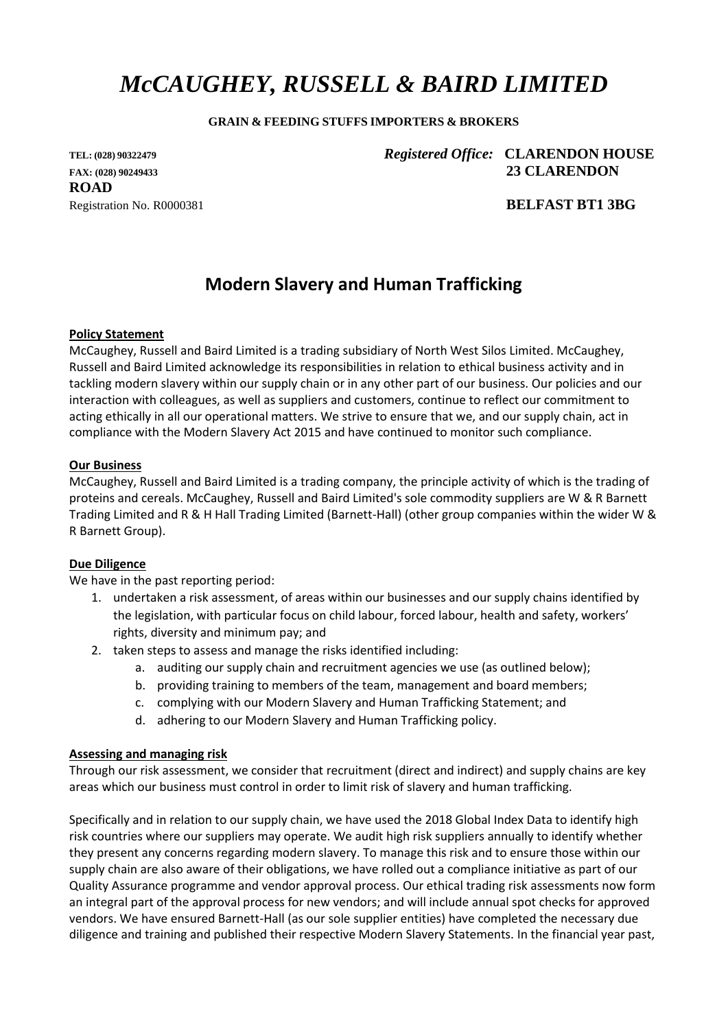# *McCAUGHEY, RUSSELL & BAIRD LIMITED*

**GRAIN & FEEDING STUFFS IMPORTERS & BROKERS**

**TEL: (028) 90322479**
**FAX: (028) 90249433**
Registration No. R0000381

*Registered Office:* **CLARENDON HOUSE**
**23 CLARENDON ROAD**
**BELFAST BT1 3BG**

## Modern Slavery and Human Trafficking

**Policy Statement**

McCaughey, Russell and Baird Limited is a trading subsidiary of North West Silos Limited. McCaughey, Russell and Baird Limited acknowledge its responsibilities in relation to ethical business activity and in tackling modern slavery within our supply chain or in any other part of our business. Our policies and our interaction with colleagues, as well as suppliers and customers, continue to reflect our commitment to acting ethically in all our operational matters. We strive to ensure that we, and our supply chain, act in compliance with the Modern Slavery Act 2015 and have continued to monitor such compliance.

**Our Business**

McCaughey, Russell and Baird Limited is a trading company, the principle activity of which is the trading of proteins and cereals. McCaughey, Russell and Baird Limited's sole commodity suppliers are W & R Barnett Trading Limited and R & H Hall Trading Limited (Barnett-Hall) (other group companies within the wider W & R Barnett Group).

**Due Diligence**

We have in the past reporting period:

1. undertaken a risk assessment, of areas within our businesses and our supply chains identified by the legislation, with particular focus on child labour, forced labour, health and safety, workers' rights, diversity and minimum pay; and
2. taken steps to assess and manage the risks identified including:
   a. auditing our supply chain and recruitment agencies we use (as outlined below);
   b. providing training to members of the team, management and board members;
   c. complying with our Modern Slavery and Human Trafficking Statement; and
   d. adhering to our Modern Slavery and Human Trafficking policy.

**Assessing and managing risk**

Through our risk assessment, we consider that recruitment (direct and indirect) and supply chains are key areas which our business must control in order to limit risk of slavery and human trafficking.

Specifically and in relation to our supply chain, we have used the 2018 Global Index Data to identify high risk countries where our suppliers may operate. We audit high risk suppliers annually to identify whether they present any concerns regarding modern slavery. To manage this risk and to ensure those within our supply chain are also aware of their obligations, we have rolled out a compliance initiative as part of our Quality Assurance programme and vendor approval process. Our ethical trading risk assessments now form an integral part of the approval process for new vendors; and will include annual spot checks for approved vendors. We have ensured Barnett-Hall (as our sole supplier entities) have completed the necessary due diligence and training and published their respective Modern Slavery Statements. In the financial year past,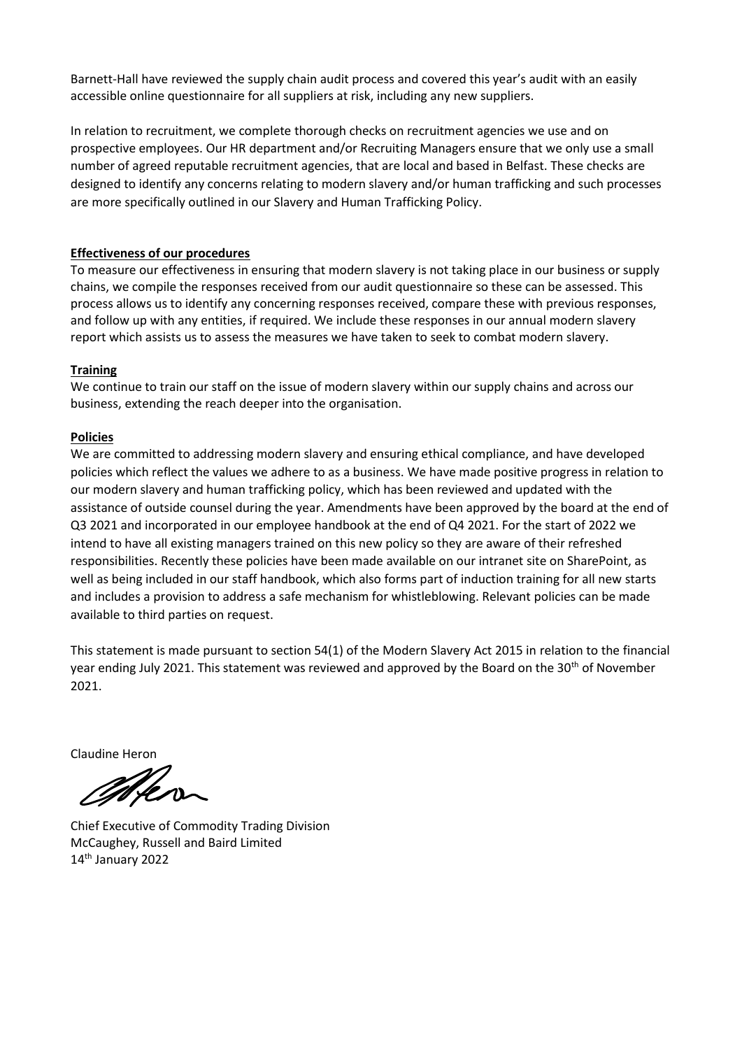Barnett-Hall have reviewed the supply chain audit process and covered this year's audit with an easily accessible online questionnaire for all suppliers at risk, including any new suppliers.

In relation to recruitment, we complete thorough checks on recruitment agencies we use and on prospective employees. Our HR department and/or Recruiting Managers ensure that we only use a small number of agreed reputable recruitment agencies, that are local and based in Belfast. These checks are designed to identify any concerns relating to modern slavery and/or human trafficking and such processes are more specifically outlined in our Slavery and Human Trafficking Policy.

**Effectiveness of our procedures**

To measure our effectiveness in ensuring that modern slavery is not taking place in our business or supply chains, we compile the responses received from our audit questionnaire so these can be assessed. This process allows us to identify any concerning responses received, compare these with previous responses, and follow up with any entities, if required. We include these responses in our annual modern slavery report which assists us to assess the measures we have taken to seek to combat modern slavery.

**Training**

We continue to train our staff on the issue of modern slavery within our supply chains and across our business, extending the reach deeper into the organisation.

**Policies**

We are committed to addressing modern slavery and ensuring ethical compliance, and have developed policies which reflect the values we adhere to as a business. We have made positive progress in relation to our modern slavery and human trafficking policy, which has been reviewed and updated with the assistance of outside counsel during the year. Amendments have been approved by the board at the end of Q3 2021 and incorporated in our employee handbook at the end of Q4 2021. For the start of 2022 we intend to have all existing managers trained on this new policy so they are aware of their refreshed responsibilities. Recently these policies have been made available on our intranet site on SharePoint, as well as being included in our staff handbook, which also forms part of induction training for all new starts and includes a provision to address a safe mechanism for whistleblowing. Relevant policies can be made available to third parties on request.

This statement is made pursuant to section 54(1) of the Modern Slavery Act 2015 in relation to the financial year ending July 2021. This statement was reviewed and approved by the Board on the 30th of November 2021.

Claudine Heron

Chief Executive of Commodity Trading Division
McCaughey, Russell and Baird Limited
14th January 2022